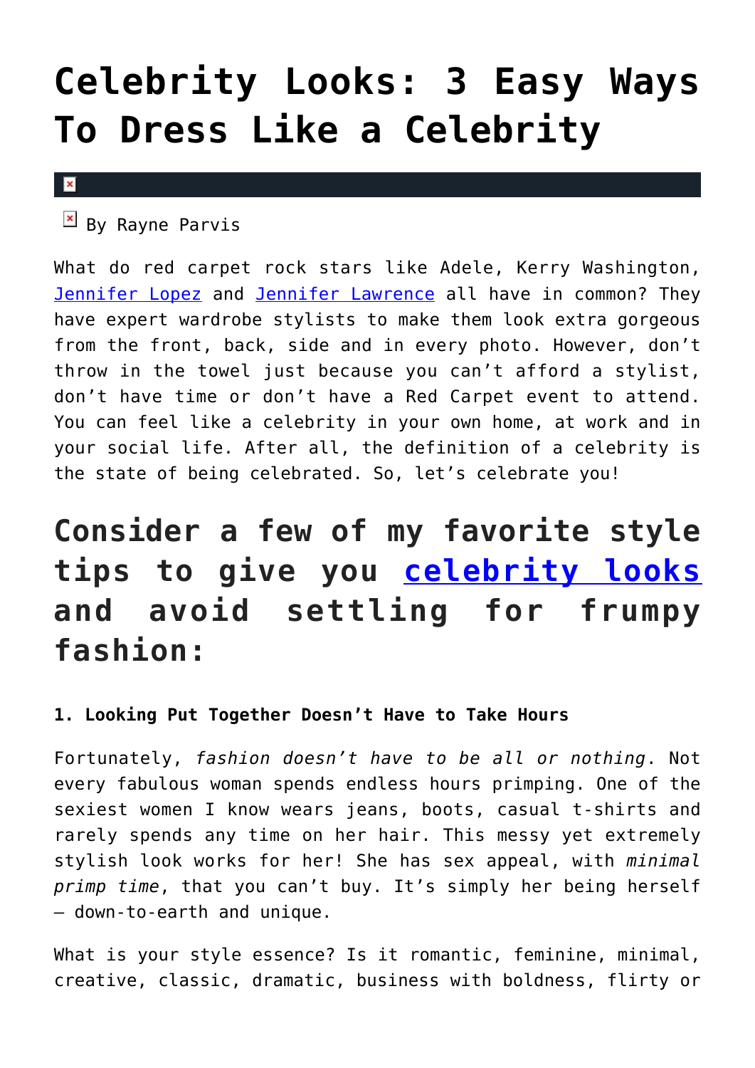# Celebrity Looks: 3 Easy Ways To Dress Like a Celebrity

By Rayne Parvis

What do red carpet rock stars like Adele, Kerry Washington, Jennifer Lopez and Jennifer Lawrence all have in common? They have expert wardrobe stylists to make them look extra gorgeous from the front, back, side and in every photo. However, don't throw in the towel just because you can't afford a stylist, don't have time or don't have a Red Carpet event to attend. You can feel like a celebrity in your own home, at work and in your social life. After all, the definition of a celebrity is the state of being celebrated. So, let's celebrate you!

## Consider a few of my favorite style tips to give you celebrity looks and avoid settling for frumpy fashion:

**1. Looking Put Together Doesn't Have to Take Hours**

Fortunately, *fashion doesn't have to be all or nothing*. Not every fabulous woman spends endless hours primping. One of the sexiest women I know wears jeans, boots, casual t-shirts and rarely spends any time on her hair. This messy yet extremely stylish look works for her! She has sex appeal, with *minimal primp time*, that you can't buy. It's simply her being herself – down-to-earth and unique.

What is your style essence? Is it romantic, feminine, minimal, creative, classic, dramatic, business with boldness, flirty or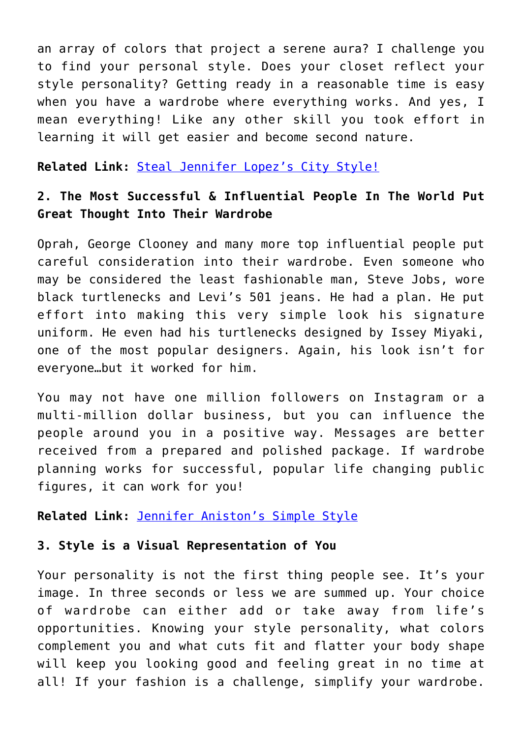an array of colors that project a serene aura? I challenge you to find your personal style. Does your closet reflect your style personality? Getting ready in a reasonable time is easy when you have a wardrobe where everything works. And yes, I mean everything! Like any other skill you took effort in learning it will get easier and become second nature.

**Related Link:** [Steal Jennifer Lopez's City Style!]()

### 2. The Most Successful & Influential People In The World Put Great Thought Into Their Wardrobe

Oprah, George Clooney and many more top influential people put careful consideration into their wardrobe. Even someone who may be considered the least fashionable man, Steve Jobs, wore black turtlenecks and Levi's 501 jeans. He had a plan. He put effort into making this very simple look his signature uniform. He even had his turtlenecks designed by Issey Miyaki, one of the most popular designers. Again, his look isn't for everyone…but it worked for him.

You may not have one million followers on Instagram or a multi-million dollar business, but you can influence the people around you in a positive way. Messages are better received from a prepared and polished package. If wardrobe planning works for successful, popular life changing public figures, it can work for you!

**Related Link:** [Jennifer Aniston's Simple Style]()

### 3. Style is a Visual Representation of You

Your personality is not the first thing people see. It's your image. In three seconds or less we are summed up. Your choice of wardrobe can either add or take away from life's opportunities. Knowing your style personality, what colors complement you and what cuts fit and flatter your body shape will keep you looking good and feeling great in no time at all! If your fashion is a challenge, simplify your wardrobe.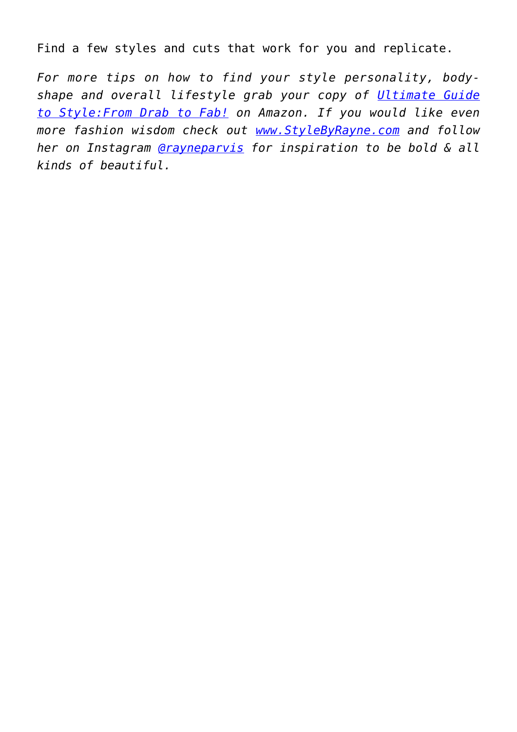Find a few styles and cuts that work for you and replicate.

*For more tips on how to find your style personality, body-shape and overall lifestyle grab your copy of [Ultimate Guide to Style:From Drab to Fab!]() on Amazon. If you would like even more fashion wisdom check out [www.StyleByRayne.com]() and follow her on Instagram [@rayneparvis]() for inspiration to be bold & all kinds of beautiful.*